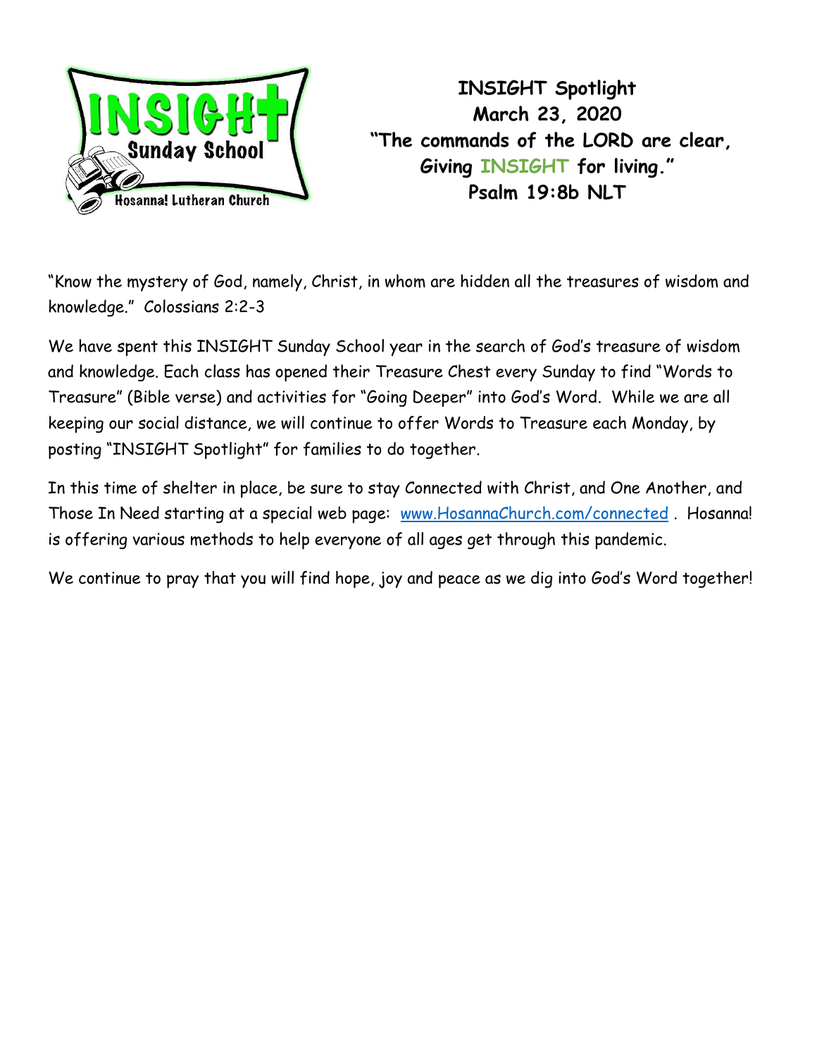INSIGHT Sunday School
Hosanna! Lutheran Church

**INSIGHT Spotlight**
**March 23, 2020**
**"The commands of the LORD are clear,**
**Giving INSIGHT for living."**
**Psalm 19:8b NLT**

"Know the mystery of God, namely, Christ, in whom are hidden all the treasures of wisdom and knowledge." Colossians 2:2-3

We have spent this INSIGHT Sunday School year in the search of God's treasure of wisdom and knowledge. Each class has opened their Treasure Chest every Sunday to find "Words to Treasure" (Bible verse) and activities for "Going Deeper" into God's Word. While we are all keeping our social distance, we will continue to offer Words to Treasure each Monday, by posting "INSIGHT Spotlight" for families to do together.

In this time of shelter in place, be sure to stay Connected with Christ, and One Another, and Those In Need starting at a special web page: [www.HosannaChurch.com/connected](http://www.HosannaChurch.com/connected) . Hosanna! is offering various methods to help everyone of all ages get through this pandemic.

We continue to pray that you will find hope, joy and peace as we dig into God's Word together!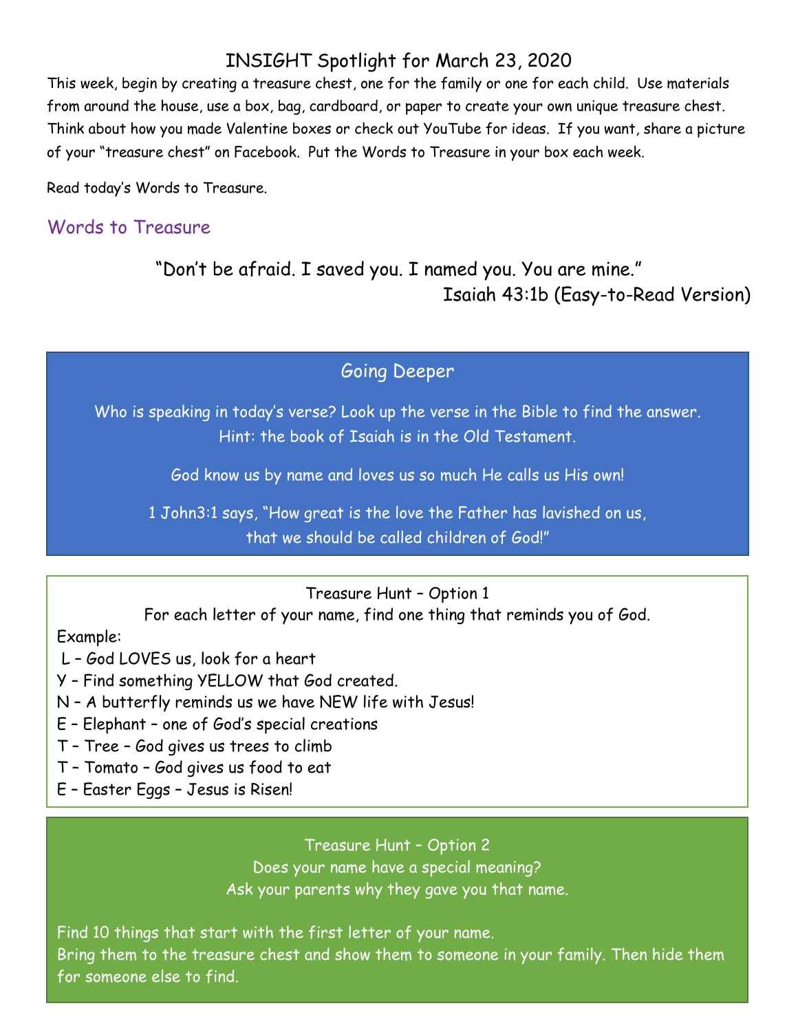# INSIGHT Spotlight for March 23, 2020

This week, begin by creating a treasure chest, one for the family or one for each child. Use materials from around the house, use a box, bag, cardboard, or paper to create your own unique treasure chest. Think about how you made Valentine boxes or check out YouTube for ideas. If you want, share a picture of your "treasure chest" on Facebook. Put the Words to Treasure in your box each week.

Read today's Words to Treasure.

## Words to Treasure

"Don't be afraid. I saved you. I named you. You are mine."
Isaiah 43:1b (Easy-to-Read Version)

### Going Deeper

Who is speaking in today's verse? Look up the verse in the Bible to find the answer.
Hint: the book of Isaiah is in the Old Testament.

God know us by name and loves us so much He calls us His own!

1 John3:1 says, "How great is the love the Father has lavished on us, that we should be called children of God!"

### Treasure Hunt – Option 1

For each letter of your name, find one thing that reminds you of God.

Example:

L – God LOVES us, look for a heart
Y – Find something YELLOW that God created.
N – A butterfly reminds us we have NEW life with Jesus!
E – Elephant – one of God's special creations
T – Tree – God gives us trees to climb
T – Tomato – God gives us food to eat
E – Easter Eggs – Jesus is Risen!

### Treasure Hunt – Option 2

Does your name have a special meaning?
Ask your parents why they gave you that name.

Find 10 things that start with the first letter of your name.
Bring them to the treasure chest and show them to someone in your family. Then hide them for someone else to find.